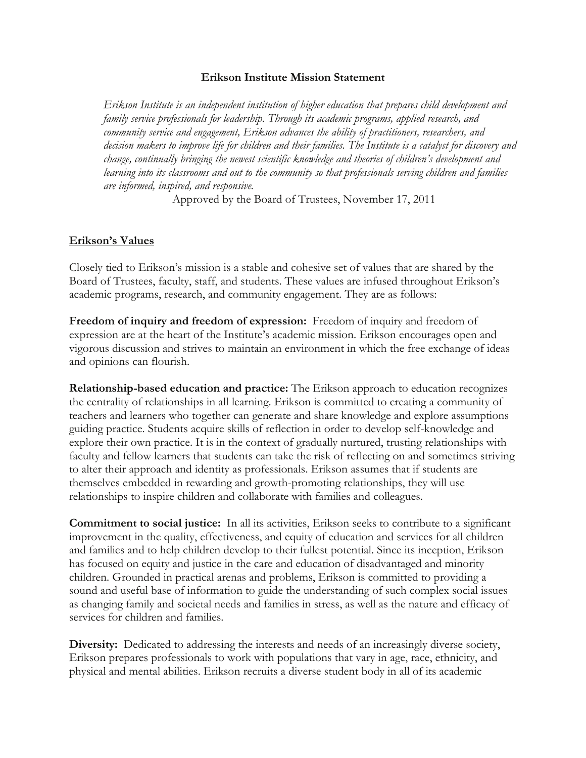# Erikson Institute Mission Statement

*Erikson Institute is an independent institution of higher education that prepares child development and family service professionals for leadership. Through its academic programs, applied research, and community service and engagement, Erikson advances the ability of practitioners, researchers, and decision makers to improve life for children and their families. The Institute is a catalyst for discovery and change, continually bringing the newest scientific knowledge and theories of children's development and learning into its classrooms and out to the community so that professionals serving children and families are informed, inspired, and responsive.*

Approved by the Board of Trustees, November 17, 2011

## Erikson's Values

Closely tied to Erikson's mission is a stable and cohesive set of values that are shared by the Board of Trustees, faculty, staff, and students. These values are infused throughout Erikson's academic programs, research, and community engagement. They are as follows:

**Freedom of inquiry and freedom of expression:** Freedom of inquiry and freedom of expression are at the heart of the Institute's academic mission. Erikson encourages open and vigorous discussion and strives to maintain an environment in which the free exchange of ideas and opinions can flourish.

**Relationship-based education and practice:** The Erikson approach to education recognizes the centrality of relationships in all learning. Erikson is committed to creating a community of teachers and learners who together can generate and share knowledge and explore assumptions guiding practice. Students acquire skills of reflection in order to develop self-knowledge and explore their own practice. It is in the context of gradually nurtured, trusting relationships with faculty and fellow learners that students can take the risk of reflecting on and sometimes striving to alter their approach and identity as professionals. Erikson assumes that if students are themselves embedded in rewarding and growth-promoting relationships, they will use relationships to inspire children and collaborate with families and colleagues.

**Commitment to social justice:** In all its activities, Erikson seeks to contribute to a significant improvement in the quality, effectiveness, and equity of education and services for all children and families and to help children develop to their fullest potential. Since its inception, Erikson has focused on equity and justice in the care and education of disadvantaged and minority children. Grounded in practical arenas and problems, Erikson is committed to providing a sound and useful base of information to guide the understanding of such complex social issues as changing family and societal needs and families in stress, as well as the nature and efficacy of services for children and families.

**Diversity:** Dedicated to addressing the interests and needs of an increasingly diverse society, Erikson prepares professionals to work with populations that vary in age, race, ethnicity, and physical and mental abilities. Erikson recruits a diverse student body in all of its academic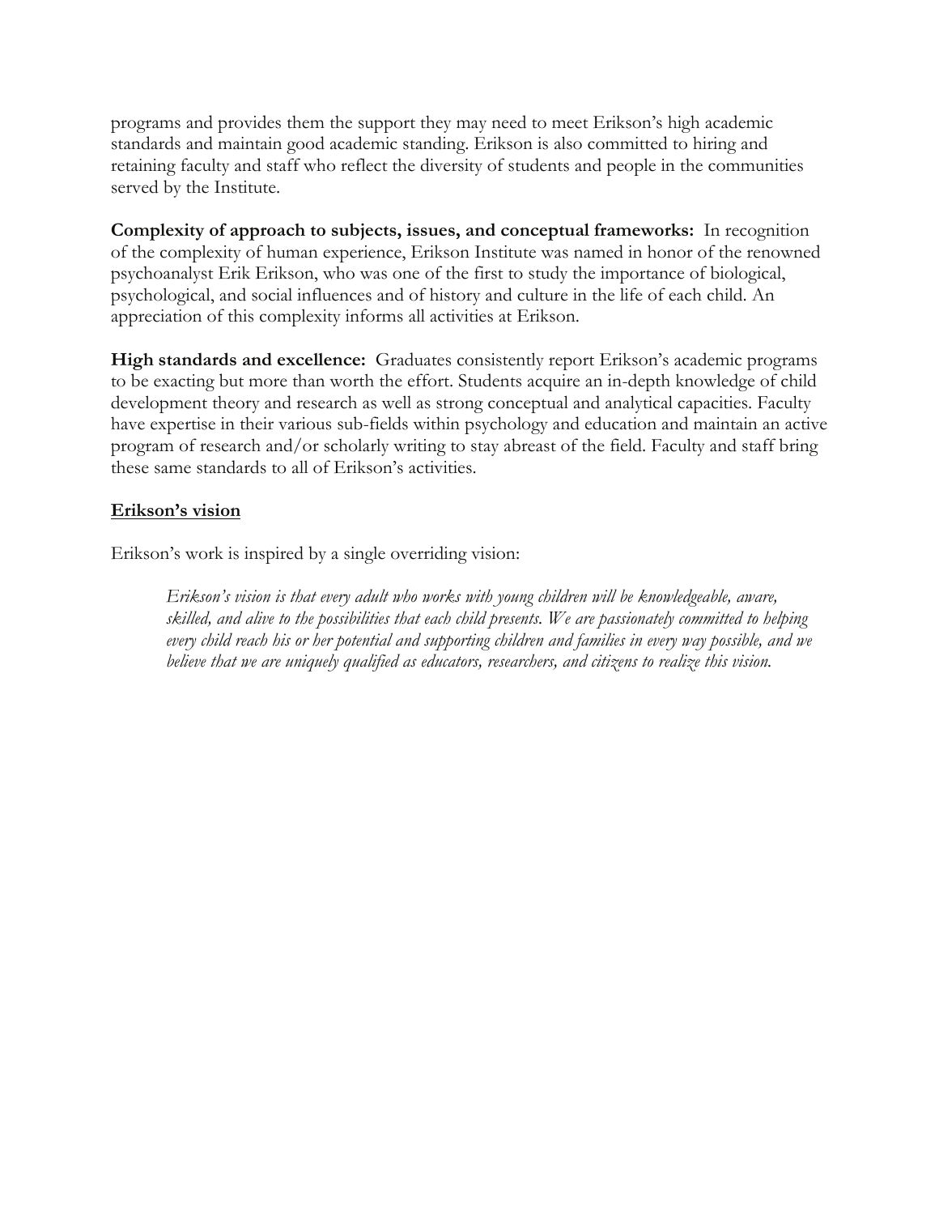programs and provides them the support they may need to meet Erikson's high academic standards and maintain good academic standing. Erikson is also committed to hiring and retaining faculty and staff who reflect the diversity of students and people in the communities served by the Institute.

**Complexity of approach to subjects, issues, and conceptual frameworks:** In recognition of the complexity of human experience, Erikson Institute was named in honor of the renowned psychoanalyst Erik Erikson, who was one of the first to study the importance of biological, psychological, and social influences and of history and culture in the life of each child. An appreciation of this complexity informs all activities at Erikson.

**High standards and excellence:** Graduates consistently report Erikson's academic programs to be exacting but more than worth the effort. Students acquire an in-depth knowledge of child development theory and research as well as strong conceptual and analytical capacities. Faculty have expertise in their various sub-fields within psychology and education and maintain an active program of research and/or scholarly writing to stay abreast of the field. Faculty and staff bring these same standards to all of Erikson's activities.

**<u>Erikson's vision</u>**

Erikson's work is inspired by a single overriding vision:

> *Erikson's vision is that every adult who works with young children will be knowledgeable, aware, skilled, and alive to the possibilities that each child presents. We are passionately committed to helping every child reach his or her potential and supporting children and families in every way possible, and we believe that we are uniquely qualified as educators, researchers, and citizens to realize this vision.*